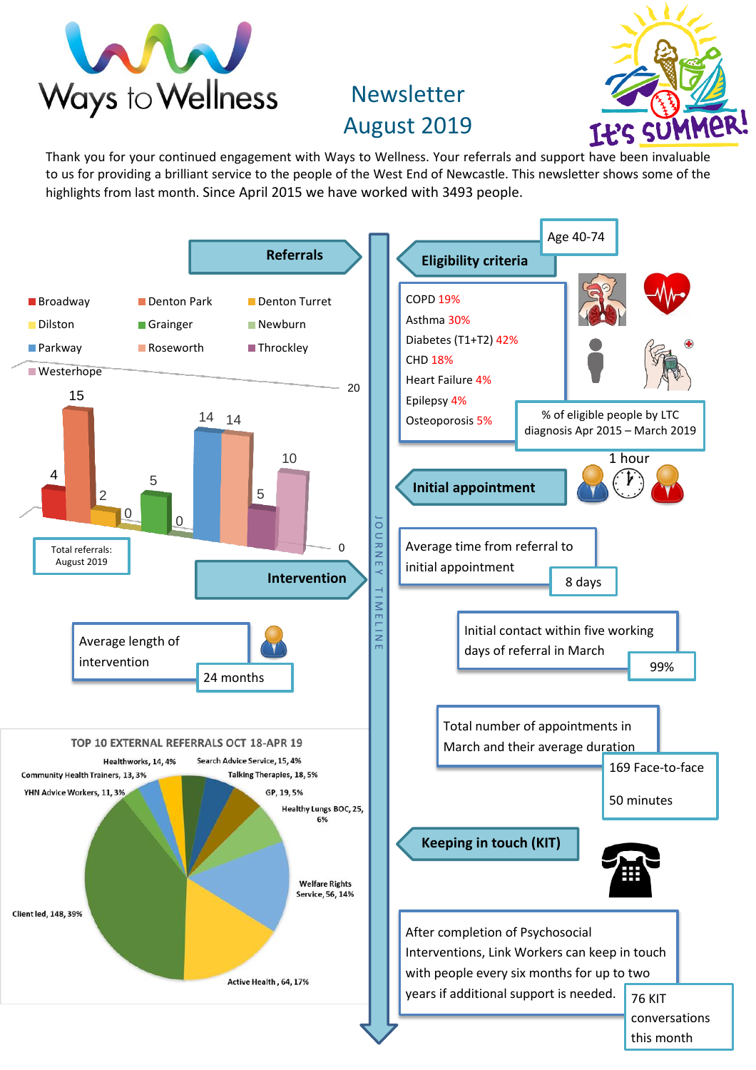# Ways to Wellness

## Newsletter August 2019

It's SUMMER!

Thank you for your continued engagement with Ways to Wellness. Your referrals and support have been invaluable to us for providing a brilliant service to the people of the West End of Newcastle. This newsletter shows some of the highlights from last month. Since April 2015 we have worked with 3493 people.

JOURNEY TIMELINE

## Referrals

| Area | Referrals |
|---|---|
| Broadway | 4 |
| Denton Park | 15 |
| Denton Turret | 2 |
| Dilston | 0 |
| Grainger | 5 |
| Newburn | 0 |
| Parkway | 14 |
| Roseworth | 14 |
| Throckley | 5 |
| Westerhope | 10 |

Total referrals: August 2019

## Eligibility criteria

Age 40-74

- COPD 19%
- Asthma 30%
- Diabetes (T1+T2) 42%
- CHD 18%
- Heart Failure 4%
- Epilepsy 4%
- Osteoporosis 5%

% of eligible people by LTC diagnosis Apr 2015 – March 2019

## Initial appointment

1 hour

Average time from referral to initial appointment: 8 days

Initial contact within five working days of referral in March: 99%

## Intervention

Average length of intervention: 24 months

Total number of appointments in March and their average duration: 169 Face-to-face, 50 minutes

### TOP 10 EXTERNAL REFERRALS OCT 18-APR 19

| Source | Number | % |
|---|---|---|
| Client led | 148 | 39% |
| Active Health | 64 | 17% |
| Welfare Rights Service | 56 | 14% |
| Healthy Lungs BOC | 25 | 6% |
| GP | 19 | 5% |
| Talking Therapies | 18 | 5% |
| Search Advice Service | 15 | 4% |
| Healthworks | 14 | 4% |
| Community Health Trainers | 13 | 3% |
| YHN Advice Workers | 11 | 3% |

## Keeping in touch (KIT)

After completion of Psychosocial Interventions, Link Workers can keep in touch with people every six months for up to two years if additional support is needed.

76 KIT conversations this month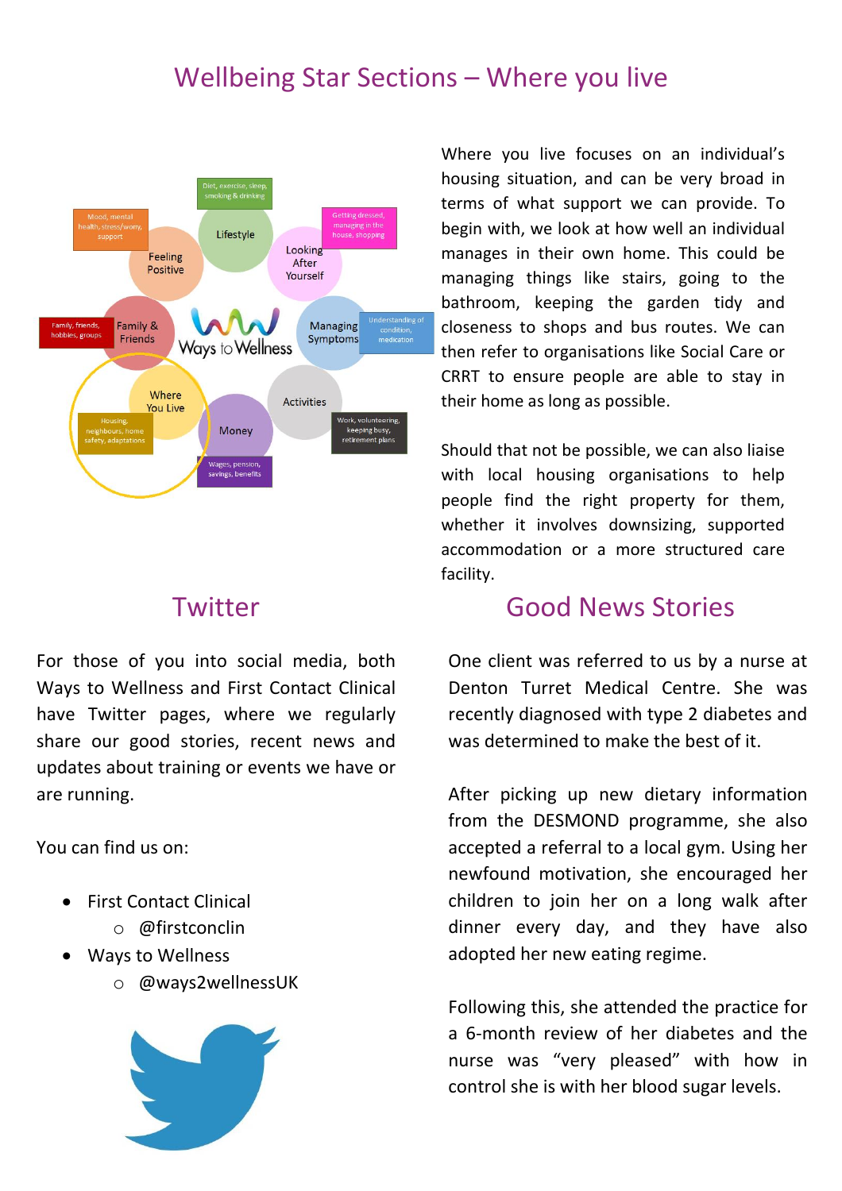# Wellbeing Star Sections – Where you live

Diet, exercise, sleep, smoking & drinking

Lifestyle

Mood, mental health, stress/worry, support

Feeling Positive

Getting dressed, managing in the house, shopping

Looking After Yourself

Family, friends, hobbies, groups

Family & Friends

Ways to Wellness

Managing Symptoms

Understanding of condition, medication

Where You Live

Housing, neighbours, home safety, adaptations

Money

Wages, pension, savings, benefits

Activities

Work, volunteering, keeping busy, retirement plans

Where you live focuses on an individual's housing situation, and can be very broad in terms of what support we can provide. To begin with, we look at how well an individual manages in their own home. This could be managing things like stairs, going to the bathroom, keeping the garden tidy and closeness to shops and bus routes. We can then refer to organisations like Social Care or CRRT to ensure people are able to stay in their home as long as possible.

Should that not be possible, we can also liaise with local housing organisations to help people find the right property for them, whether it involves downsizing, supported accommodation or a more structured care facility.

## Twitter

For those of you into social media, both Ways to Wellness and First Contact Clinical have Twitter pages, where we regularly share our good stories, recent news and updates about training or events we have or are running.

You can find us on:

- First Contact Clinical
    - @firstconclin
- Ways to Wellness
    - @ways2wellnessUK

## Good News Stories

One client was referred to us by a nurse at Denton Turret Medical Centre. She was recently diagnosed with type 2 diabetes and was determined to make the best of it.

After picking up new dietary information from the DESMOND programme, she also accepted a referral to a local gym. Using her newfound motivation, she encouraged her children to join her on a long walk after dinner every day, and they have also adopted her new eating regime.

Following this, she attended the practice for a 6-month review of her diabetes and the nurse was "very pleased" with how in control she is with her blood sugar levels.